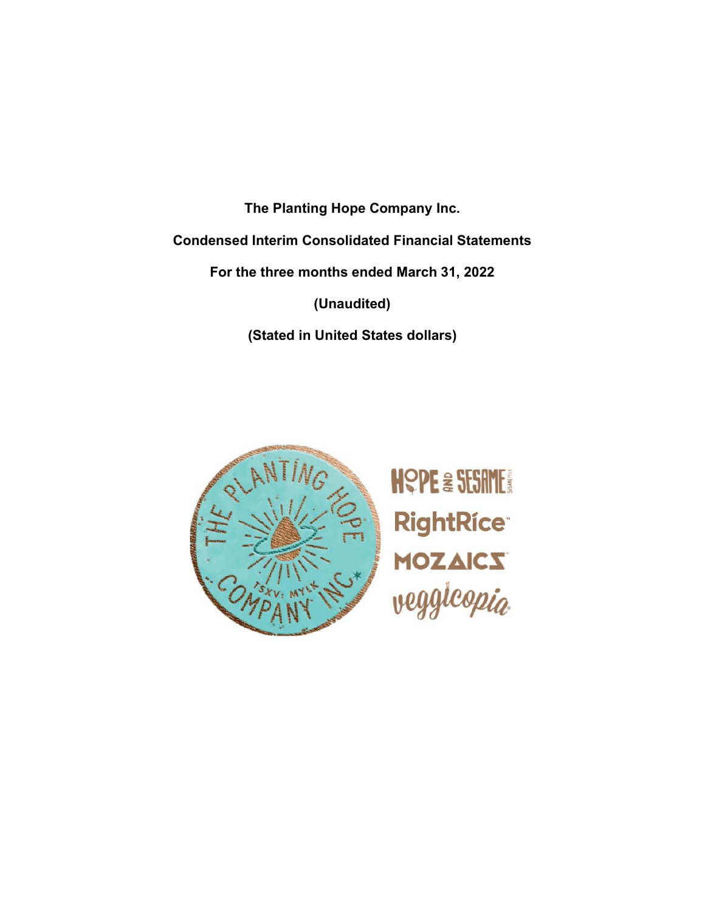**The Planting Hope Company Inc.**

**Condensed Interim Consolidated Financial Statements**

**For the three months ended March 31, 2022**

**(Unaudited)**

**(Stated in United States dollars)**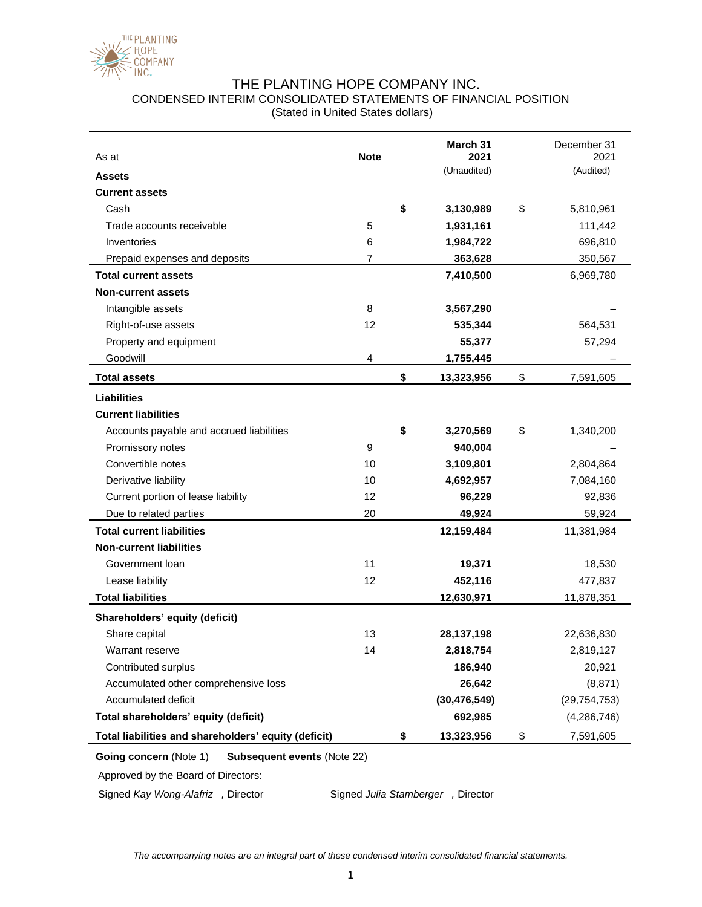# THE PLANTING HOPE COMPANY INC.

## CONDENSED INTERIM CONSOLIDATED STATEMENTS OF FINANCIAL POSITION

(Stated in United States dollars)

| As at | Note | | March 31 2021 (Unaudited) | | December 31 2021 (Audited) |
|---|---|---|---|---|---|
| **Assets** | | | | | |
| **Current assets** | | | | | |
| Cash | | **$** | **3,130,989** | $ | 5,810,961 |
| Trade accounts receivable | 5 | | **1,931,161** | | 111,442 |
| Inventories | 6 | | **1,984,722** | | 696,810 |
| Prepaid expenses and deposits | 7 | | **363,628** | | 350,567 |
| **Total current assets** | | | **7,410,500** | | 6,969,780 |
| **Non-current assets** | | | | | |
| Intangible assets | 8 | | **3,567,290** | | – |
| Right-of-use assets | 12 | | **535,344** | | 564,531 |
| Property and equipment | | | **55,377** | | 57,294 |
| Goodwill | 4 | | **1,755,445** | | – |
| **Total assets** | | **$** | **13,323,956** | $ | 7,591,605 |
| **Liabilities** | | | | | |
| **Current liabilities** | | | | | |
| Accounts payable and accrued liabilities | | **$** | **3,270,569** | $ | 1,340,200 |
| Promissory notes | 9 | | **940,004** | | – |
| Convertible notes | 10 | | **3,109,801** | | 2,804,864 |
| Derivative liability | 10 | | **4,692,957** | | 7,084,160 |
| Current portion of lease liability | 12 | | **96,229** | | 92,836 |
| Due to related parties | 20 | | **49,924** | | 59,924 |
| **Total current liabilities** | | | **12,159,484** | | 11,381,984 |
| **Non-current liabilities** | | | | | |
| Government loan | 11 | | **19,371** | | 18,530 |
| Lease liability | 12 | | **452,116** | | 477,837 |
| **Total liabilities** | | | **12,630,971** | | 11,878,351 |
| **Shareholders' equity (deficit)** | | | | | |
| Share capital | 13 | | **28,137,198** | | 22,636,830 |
| Warrant reserve | 14 | | **2,818,754** | | 2,819,127 |
| Contributed surplus | | | **186,940** | | 20,921 |
| Accumulated other comprehensive loss | | | **26,642** | | (8,871) |
| Accumulated deficit | | | **(30,476,549)** | | (29,754,753) |
| **Total shareholders' equity (deficit)** | | | **692,985** | | (4,286,746) |
| **Total liabilities and shareholders' equity (deficit)** | | **$** | **13,323,956** | $ | 7,591,605 |

**Going concern** (Note 1) **Subsequent events** (Note 22)

Approved by the Board of Directors:

Signed *Kay Wong-Alafriz* , Director Signed *Julia Stamberger* , Director

*The accompanying notes are an integral part of these condensed interim consolidated financial statements.*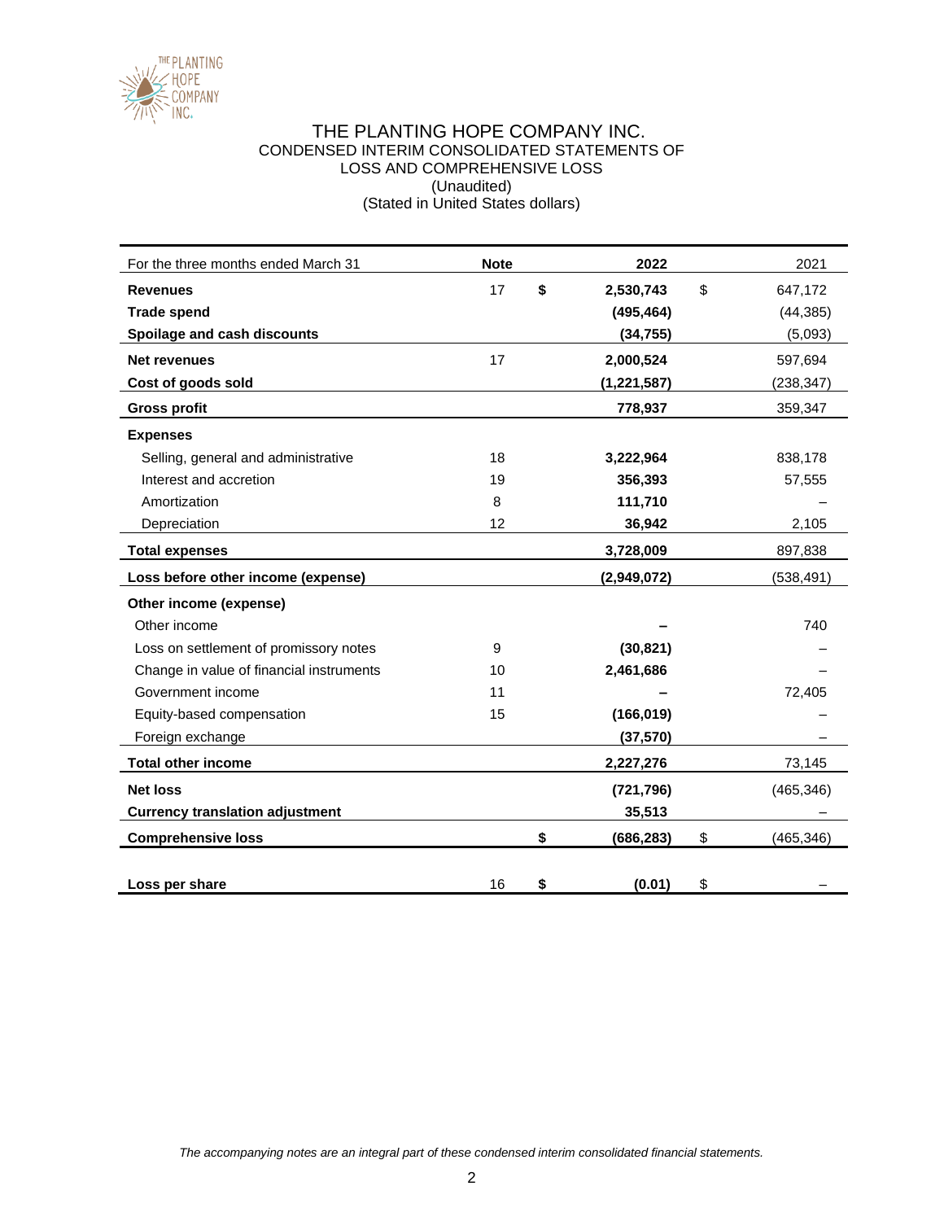# THE PLANTING HOPE COMPANY INC.

## CONDENSED INTERIM CONSOLIDATED STATEMENTS OF LOSS AND COMPREHENSIVE LOSS

(Unaudited)
(Stated in United States dollars)

| For the three months ended March 31 | Note | | 2022 | | 2021 |
|---|---|---|---|---|---|
| **Revenues** | 17 | **$** | **2,530,743** | $ | 647,172 |
| **Trade spend** | | | **(495,464)** | | (44,385) |
| **Spoilage and cash discounts** | | | **(34,755)** | | (5,093) |
| **Net revenues** | 17 | | **2,000,524** | | 597,694 |
| **Cost of goods sold** | | | **(1,221,587)** | | (238,347) |
| **Gross profit** | | | **778,937** | | 359,347 |
| **Expenses** | | | | | |
| Selling, general and administrative | 18 | | **3,222,964** | | 838,178 |
| Interest and accretion | 19 | | **356,393** | | 57,555 |
| Amortization | 8 | | **111,710** | | – |
| Depreciation | 12 | | **36,942** | | 2,105 |
| **Total expenses** | | | **3,728,009** | | 897,838 |
| **Loss before other income (expense)** | | | **(2,949,072)** | | (538,491) |
| **Other income (expense)** | | | | | |
| Other income | | | **–** | | 740 |
| Loss on settlement of promissory notes | 9 | | **(30,821)** | | – |
| Change in value of financial instruments | 10 | | **2,461,686** | | – |
| Government income | 11 | | **–** | | 72,405 |
| Equity-based compensation | 15 | | **(166,019)** | | – |
| Foreign exchange | | | **(37,570)** | | – |
| **Total other income** | | | **2,227,276** | | 73,145 |
| **Net loss** | | | **(721,796)** | | (465,346) |
| **Currency translation adjustment** | | | **35,513** | | – |
| **Comprehensive loss** | | **$** | **(686,283)** | $ | (465,346) |
| **Loss per share** | 16 | **$** | **(0.01)** | $ | – |

*The accompanying notes are an integral part of these condensed interim consolidated financial statements.*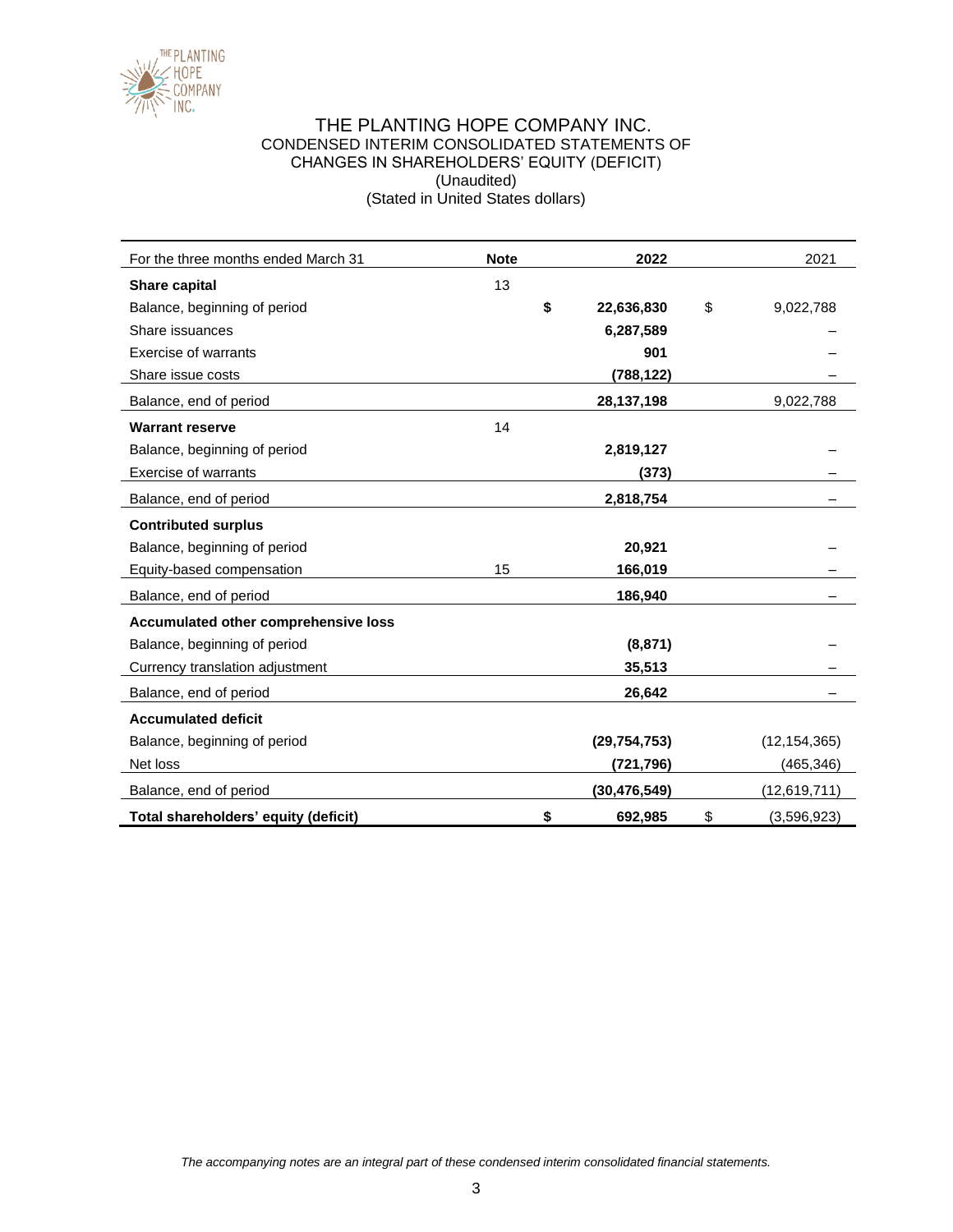# THE PLANTING HOPE COMPANY INC.

## CONDENSED INTERIM CONSOLIDATED STATEMENTS OF CHANGES IN SHAREHOLDERS' EQUITY (DEFICIT)

(Unaudited)

(Stated in United States dollars)

| For the three months ended March 31 | Note | 2022 | 2021 |
|---|---|---|---|
| **Share capital** | 13 | | |
| Balance, beginning of period | | **$ 22,636,830** | $ 9,022,788 |
| Share issuances | | **6,287,589** | – |
| Exercise of warrants | | **901** | – |
| Share issue costs | | **(788,122)** | – |
| Balance, end of period | | **28,137,198** | 9,022,788 |
| **Warrant reserve** | 14 | | |
| Balance, beginning of period | | **2,819,127** | – |
| Exercise of warrants | | **(373)** | – |
| Balance, end of period | | **2,818,754** | – |
| **Contributed surplus** | | | |
| Balance, beginning of period | | **20,921** | – |
| Equity-based compensation | 15 | **166,019** | – |
| Balance, end of period | | **186,940** | – |
| **Accumulated other comprehensive loss** | | | |
| Balance, beginning of period | | **(8,871)** | – |
| Currency translation adjustment | | **35,513** | – |
| Balance, end of period | | **26,642** | – |
| **Accumulated deficit** | | | |
| Balance, beginning of period | | **(29,754,753)** | (12,154,365) |
| Net loss | | **(721,796)** | (465,346) |
| Balance, end of period | | **(30,476,549)** | (12,619,711) |
| **Total shareholders' equity (deficit)** | | **$ 692,985** | $ (3,596,923) |

*The accompanying notes are an integral part of these condensed interim consolidated financial statements.*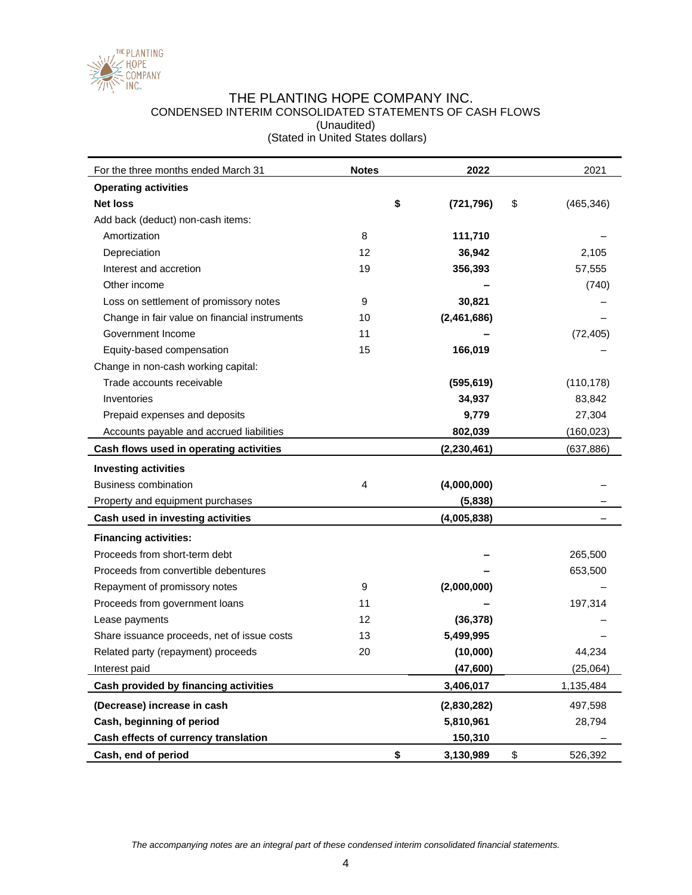# THE PLANTING HOPE COMPANY INC.

## CONDENSED INTERIM CONSOLIDATED STATEMENTS OF CASH FLOWS

(Unaudited)

(Stated in United States dollars)

| For the three months ended March 31 | Notes | 2022 | 2021 |
|---|---|---|---|
| **Operating activities** | | | |
| **Net loss** | | **$ (721,796)** | $ (465,346) |
| Add back (deduct) non-cash items: | | | |
| Amortization | 8 | **111,710** | – |
| Depreciation | 12 | **36,942** | 2,105 |
| Interest and accretion | 19 | **356,393** | 57,555 |
| Other income | | **–** | (740) |
| Loss on settlement of promissory notes | 9 | **30,821** | – |
| Change in fair value on financial instruments | 10 | **(2,461,686)** | – |
| Government Income | 11 | **–** | (72,405) |
| Equity-based compensation | 15 | **166,019** | – |
| Change in non-cash working capital: | | | |
| Trade accounts receivable | | **(595,619)** | (110,178) |
| Inventories | | **34,937** | 83,842 |
| Prepaid expenses and deposits | | **9,779** | 27,304 |
| Accounts payable and accrued liabilities | | **802,039** | (160,023) |
| **Cash flows used in operating activities** | | **(2,230,461)** | (637,886) |
| **Investing activities** | | | |
| Business combination | 4 | **(4,000,000)** | – |
| Property and equipment purchases | | **(5,838)** | – |
| **Cash used in investing activities** | | **(4,005,838)** | – |
| **Financing activities:** | | | |
| Proceeds from short-term debt | | **–** | 265,500 |
| Proceeds from convertible debentures | | **–** | 653,500 |
| Repayment of promissory notes | 9 | **(2,000,000)** | – |
| Proceeds from government loans | 11 | **–** | 197,314 |
| Lease payments | 12 | **(36,378)** | – |
| Share issuance proceeds, net of issue costs | 13 | **5,499,995** | – |
| Related party (repayment) proceeds | 20 | **(10,000)** | 44,234 |
| Interest paid | | **(47,600)** | (25,064) |
| **Cash provided by financing activities** | | **3,406,017** | 1,135,484 |
| **(Decrease) increase in cash** | | **(2,830,282)** | 497,598 |
| **Cash, beginning of period** | | **5,810,961** | 28,794 |
| **Cash effects of currency translation** | | **150,310** | – |
| **Cash, end of period** | | **$ 3,130,989** | $ 526,392 |

*The accompanying notes are an integral part of these condensed interim consolidated financial statements.*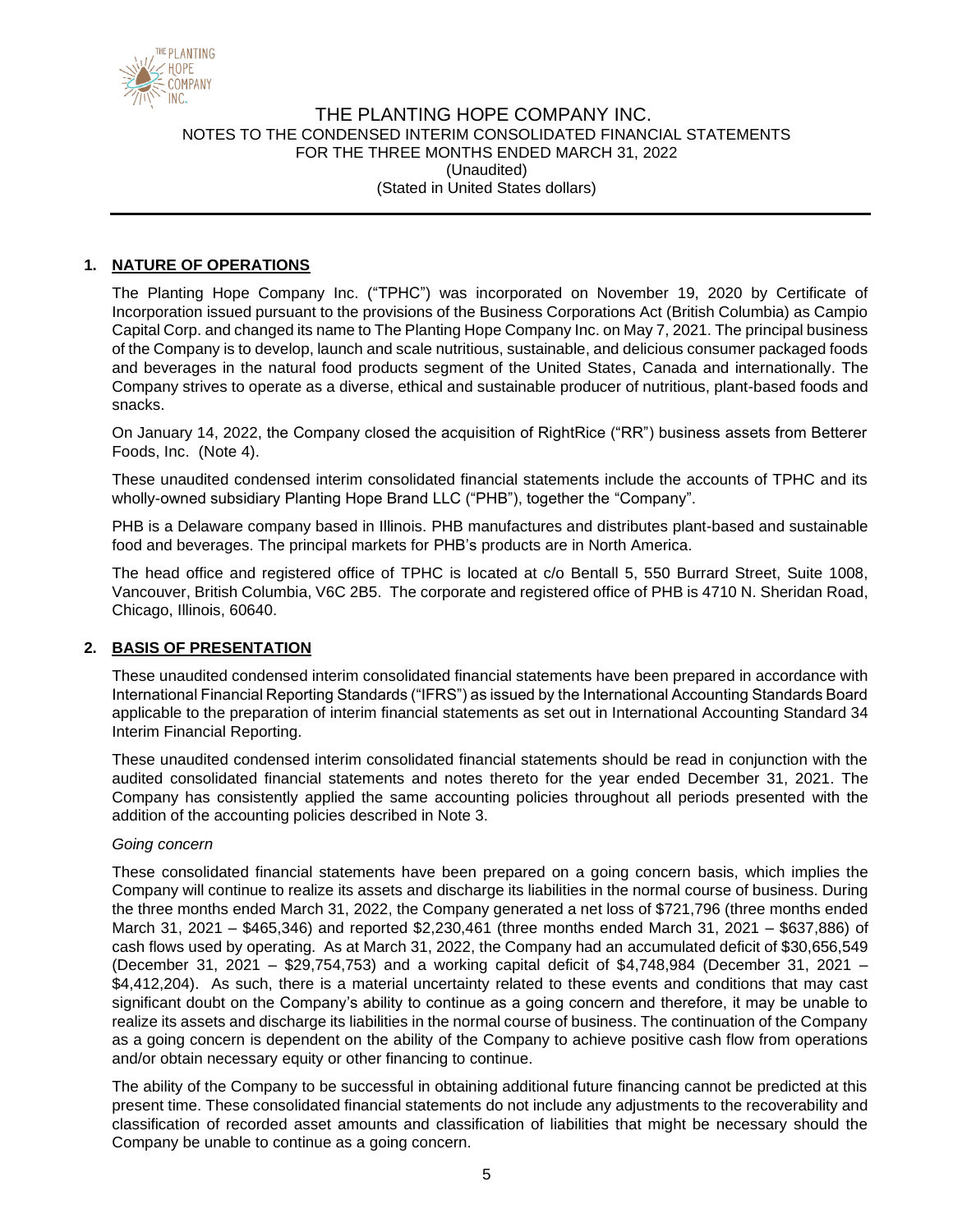## 1. NATURE OF OPERATIONS

The Planting Hope Company Inc. ("TPHC") was incorporated on November 19, 2020 by Certificate of Incorporation issued pursuant to the provisions of the Business Corporations Act (British Columbia) as Campio Capital Corp. and changed its name to The Planting Hope Company Inc. on May 7, 2021. The principal business of the Company is to develop, launch and scale nutritious, sustainable, and delicious consumer packaged foods and beverages in the natural food products segment of the United States, Canada and internationally. The Company strives to operate as a diverse, ethical and sustainable producer of nutritious, plant-based foods and snacks.

On January 14, 2022, the Company closed the acquisition of RightRice ("RR") business assets from Betterer Foods, Inc. (Note 4).

These unaudited condensed interim consolidated financial statements include the accounts of TPHC and its wholly-owned subsidiary Planting Hope Brand LLC ("PHB"), together the "Company".

PHB is a Delaware company based in Illinois. PHB manufactures and distributes plant-based and sustainable food and beverages. The principal markets for PHB's products are in North America.

The head office and registered office of TPHC is located at c/o Bentall 5, 550 Burrard Street, Suite 1008, Vancouver, British Columbia, V6C 2B5. The corporate and registered office of PHB is 4710 N. Sheridan Road, Chicago, Illinois, 60640.

## 2. BASIS OF PRESENTATION

These unaudited condensed interim consolidated financial statements have been prepared in accordance with International Financial Reporting Standards ("IFRS") as issued by the International Accounting Standards Board applicable to the preparation of interim financial statements as set out in International Accounting Standard 34 Interim Financial Reporting.

These unaudited condensed interim consolidated financial statements should be read in conjunction with the audited consolidated financial statements and notes thereto for the year ended December 31, 2021. The Company has consistently applied the same accounting policies throughout all periods presented with the addition of the accounting policies described in Note 3.

*Going concern*

These consolidated financial statements have been prepared on a going concern basis, which implies the Company will continue to realize its assets and discharge its liabilities in the normal course of business. During the three months ended March 31, 2022, the Company generated a net loss of $721,796 (three months ended March 31, 2021 – $465,346) and reported $2,230,461 (three months ended March 31, 2021 – $637,886) of cash flows used by operating. As at March 31, 2022, the Company had an accumulated deficit of $30,656,549 (December 31, 2021 – $29,754,753) and a working capital deficit of $4,748,984 (December 31, 2021 – $4,412,204). As such, there is a material uncertainty related to these events and conditions that may cast significant doubt on the Company's ability to continue as a going concern and therefore, it may be unable to realize its assets and discharge its liabilities in the normal course of business. The continuation of the Company as a going concern is dependent on the ability of the Company to achieve positive cash flow from operations and/or obtain necessary equity or other financing to continue.

The ability of the Company to be successful in obtaining additional future financing cannot be predicted at this present time. These consolidated financial statements do not include any adjustments to the recoverability and classification of recorded asset amounts and classification of liabilities that might be necessary should the Company be unable to continue as a going concern.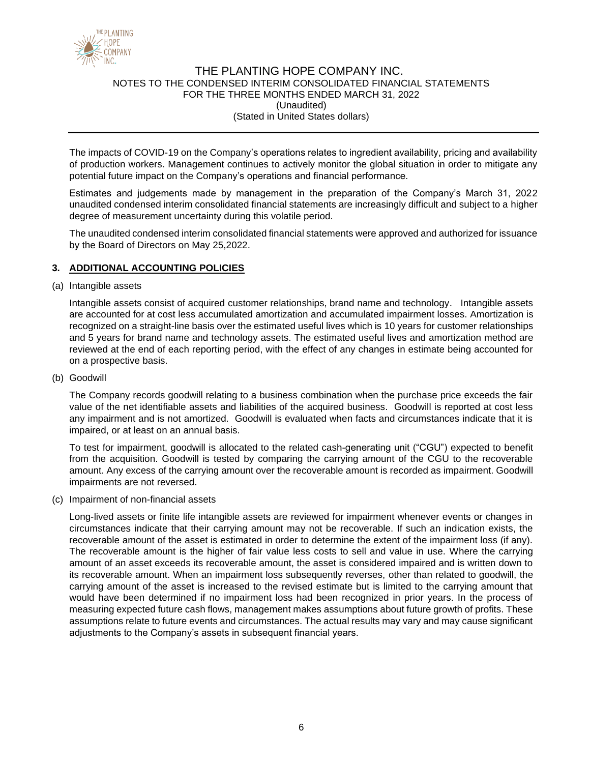The impacts of COVID-19 on the Company's operations relates to ingredient availability, pricing and availability of production workers. Management continues to actively monitor the global situation in order to mitigate any potential future impact on the Company's operations and financial performance.

Estimates and judgements made by management in the preparation of the Company's March 31, 2022 unaudited condensed interim consolidated financial statements are increasingly difficult and subject to a higher degree of measurement uncertainty during this volatile period.

The unaudited condensed interim consolidated financial statements were approved and authorized for issuance by the Board of Directors on May 25,2022.

## 3. ADDITIONAL ACCOUNTING POLICIES

(a) Intangible assets

Intangible assets consist of acquired customer relationships, brand name and technology. Intangible assets are accounted for at cost less accumulated amortization and accumulated impairment losses. Amortization is recognized on a straight-line basis over the estimated useful lives which is 10 years for customer relationships and 5 years for brand name and technology assets. The estimated useful lives and amortization method are reviewed at the end of each reporting period, with the effect of any changes in estimate being accounted for on a prospective basis.

(b) Goodwill

The Company records goodwill relating to a business combination when the purchase price exceeds the fair value of the net identifiable assets and liabilities of the acquired business. Goodwill is reported at cost less any impairment and is not amortized. Goodwill is evaluated when facts and circumstances indicate that it is impaired, or at least on an annual basis.

To test for impairment, goodwill is allocated to the related cash-generating unit ("CGU") expected to benefit from the acquisition. Goodwill is tested by comparing the carrying amount of the CGU to the recoverable amount. Any excess of the carrying amount over the recoverable amount is recorded as impairment. Goodwill impairments are not reversed.

(c) Impairment of non-financial assets

Long-lived assets or finite life intangible assets are reviewed for impairment whenever events or changes in circumstances indicate that their carrying amount may not be recoverable. If such an indication exists, the recoverable amount of the asset is estimated in order to determine the extent of the impairment loss (if any). The recoverable amount is the higher of fair value less costs to sell and value in use. Where the carrying amount of an asset exceeds its recoverable amount, the asset is considered impaired and is written down to its recoverable amount. When an impairment loss subsequently reverses, other than related to goodwill, the carrying amount of the asset is increased to the revised estimate but is limited to the carrying amount that would have been determined if no impairment loss had been recognized in prior years. In the process of measuring expected future cash flows, management makes assumptions about future growth of profits. These assumptions relate to future events and circumstances. The actual results may vary and may cause significant adjustments to the Company's assets in subsequent financial years.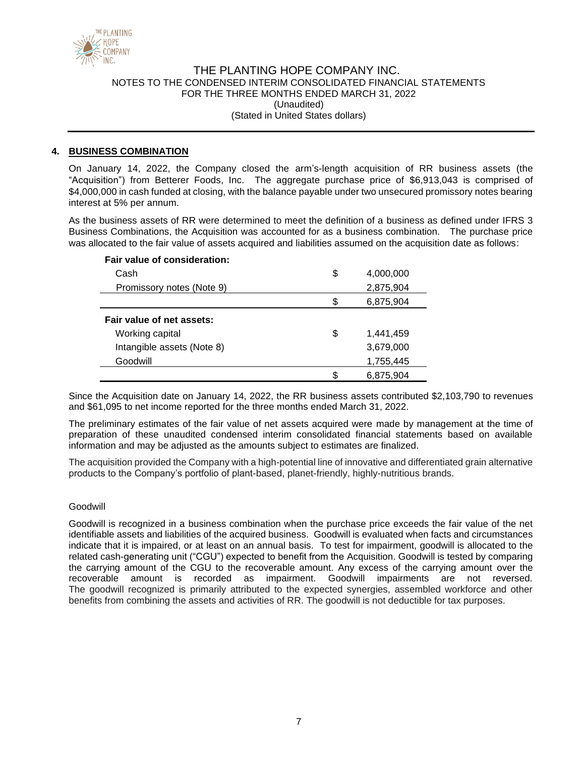## 4. BUSINESS COMBINATION

On January 14, 2022, the Company closed the arm's-length acquisition of RR business assets (the "Acquisition") from Betterer Foods, Inc. The aggregate purchase price of $6,913,043 is comprised of $4,000,000 in cash funded at closing, with the balance payable under two unsecured promissory notes bearing interest at 5% per annum.

As the business assets of RR were determined to meet the definition of a business as defined under IFRS 3 Business Combinations, the Acquisition was accounted for as a business combination. The purchase price was allocated to the fair value of assets acquired and liabilities assumed on the acquisition date as follows:

| | | |
|---|---|---|
| **Fair value of consideration:** | | |
| Cash | $ | 4,000,000 |
| Promissory notes (Note 9) | | 2,875,904 |
| | $ | 6,875,904 |
| **Fair value of net assets:** | | |
| Working capital | $ | 1,441,459 |
| Intangible assets (Note 8) | | 3,679,000 |
| Goodwill | | 1,755,445 |
| | $ | 6,875,904 |

Since the Acquisition date on January 14, 2022, the RR business assets contributed $2,103,790 to revenues and $61,095 to net income reported for the three months ended March 31, 2022.

The preliminary estimates of the fair value of net assets acquired were made by management at the time of preparation of these unaudited condensed interim consolidated financial statements based on available information and may be adjusted as the amounts subject to estimates are finalized.

The acquisition provided the Company with a high-potential line of innovative and differentiated grain alternative products to the Company's portfolio of plant-based, planet-friendly, highly-nutritious brands.

Goodwill

Goodwill is recognized in a business combination when the purchase price exceeds the fair value of the net identifiable assets and liabilities of the acquired business. Goodwill is evaluated when facts and circumstances indicate that it is impaired, or at least on an annual basis. To test for impairment, goodwill is allocated to the related cash-generating unit ("CGU") expected to benefit from the Acquisition. Goodwill is tested by comparing the carrying amount of the CGU to the recoverable amount. Any excess of the carrying amount over the recoverable amount is recorded as impairment. Goodwill impairments are not reversed. The goodwill recognized is primarily attributed to the expected synergies, assembled workforce and other benefits from combining the assets and activities of RR. The goodwill is not deductible for tax purposes.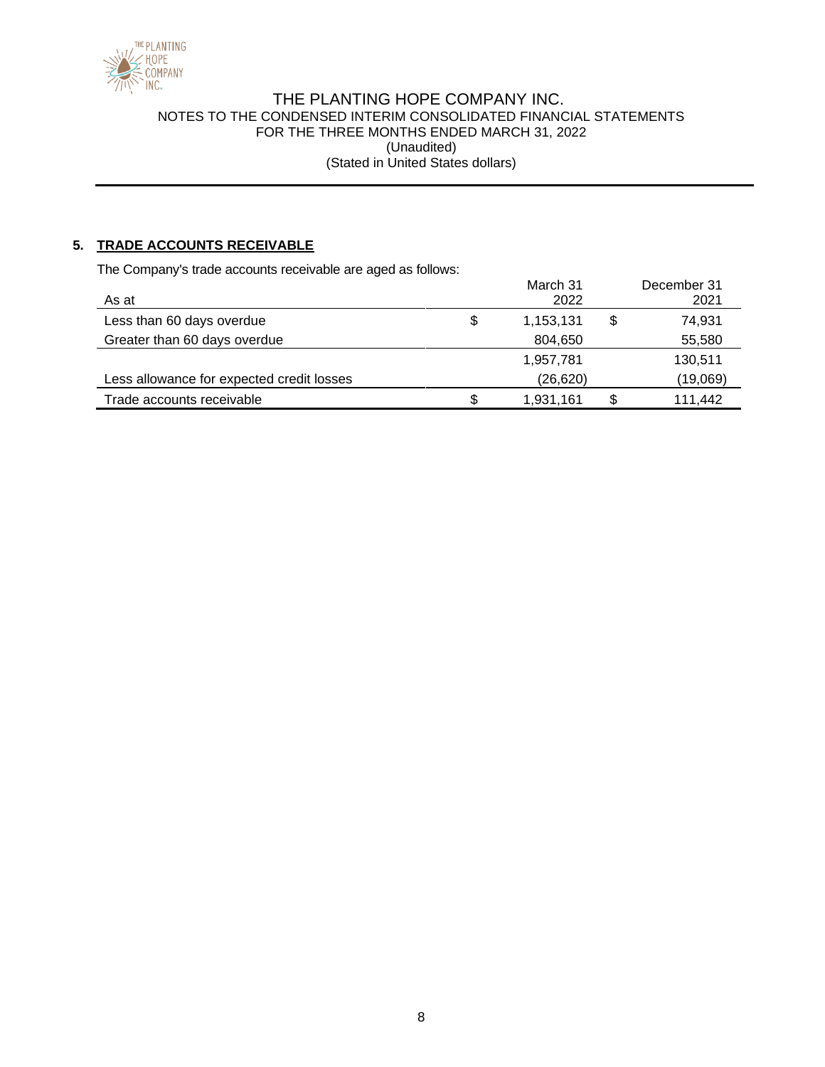## 5. TRADE ACCOUNTS RECEIVABLE

The Company's trade accounts receivable are aged as follows:

| As at | March 31 2022 | December 31 2021 |
|---|---|---|
| Less than 60 days overdue | $ 1,153,131 | $ 74,931 |
| Greater than 60 days overdue | 804,650 | 55,580 |
| | 1,957,781 | 130,511 |
| Less allowance for expected credit losses | (26,620) | (19,069) |
| Trade accounts receivable | $ 1,931,161 | $ 111,442 |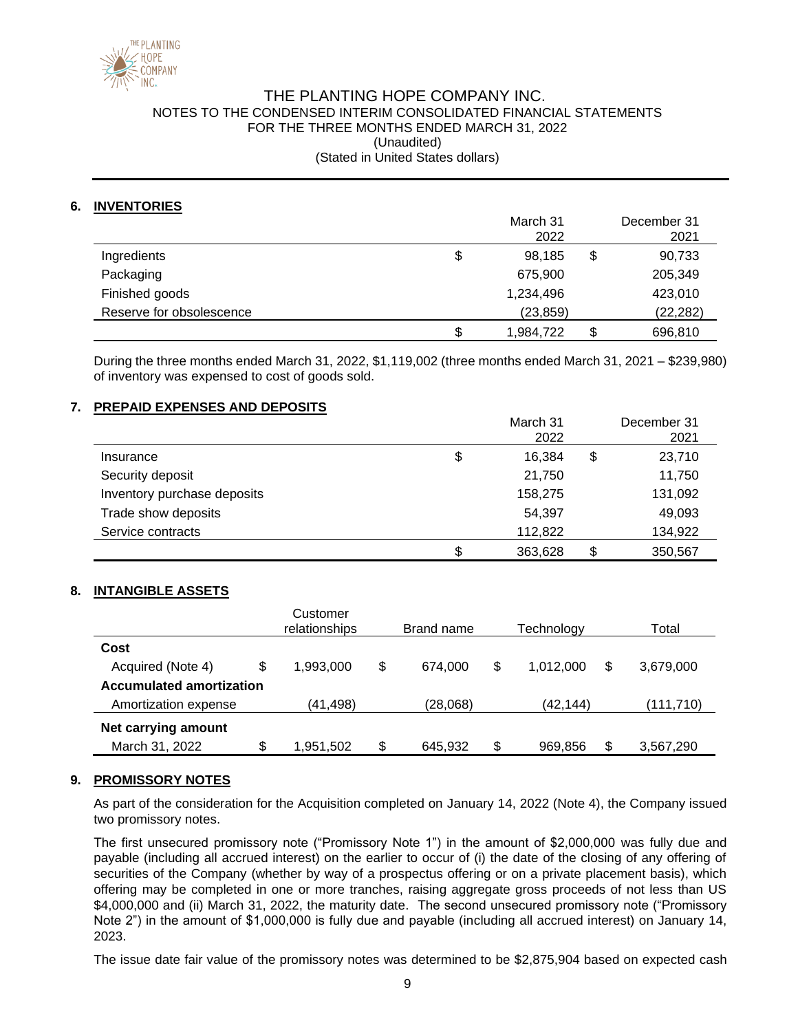## 6. INVENTORIES

| | March 31 2022 | December 31 2021 |
|---|---|---|
| Ingredients | $ 98,185 | $ 90,733 |
| Packaging | 675,900 | 205,349 |
| Finished goods | 1,234,496 | 423,010 |
| Reserve for obsolescence | (23,859) | (22,282) |
| | $ 1,984,722 | $ 696,810 |

During the three months ended March 31, 2022, $1,119,002 (three months ended March 31, 2021 – $239,980) of inventory was expensed to cost of goods sold.

## 7. PREPAID EXPENSES AND DEPOSITS

| | March 31 2022 | December 31 2021 |
|---|---|---|
| Insurance | $ 16,384 | $ 23,710 |
| Security deposit | 21,750 | 11,750 |
| Inventory purchase deposits | 158,275 | 131,092 |
| Trade show deposits | 54,397 | 49,093 |
| Service contracts | 112,822 | 134,922 |
| | $ 363,628 | $ 350,567 |

## 8. INTANGIBLE ASSETS

| | Customer relationships | Brand name | Technology | Total |
|---|---|---|---|---|
| **Cost** | | | | |
| Acquired (Note 4) | $ 1,993,000 | $ 674,000 | $ 1,012,000 | $ 3,679,000 |
| **Accumulated amortization** | | | | |
| Amortization expense | (41,498) | (28,068) | (42,144) | (111,710) |
| **Net carrying amount** | | | | |
| March 31, 2022 | $ 1,951,502 | $ 645,932 | $ 969,856 | $ 3,567,290 |

## 9. PROMISSORY NOTES

As part of the consideration for the Acquisition completed on January 14, 2022 (Note 4), the Company issued two promissory notes.

The first unsecured promissory note ("Promissory Note 1") in the amount of $2,000,000 was fully due and payable (including all accrued interest) on the earlier to occur of (i) the date of the closing of any offering of securities of the Company (whether by way of a prospectus offering or on a private placement basis), which offering may be completed in one or more tranches, raising aggregate gross proceeds of not less than US $4,000,000 and (ii) March 31, 2022, the maturity date. The second unsecured promissory note ("Promissory Note 2") in the amount of $1,000,000 is fully due and payable (including all accrued interest) on January 14, 2023.

The issue date fair value of the promissory notes was determined to be $2,875,904 based on expected cash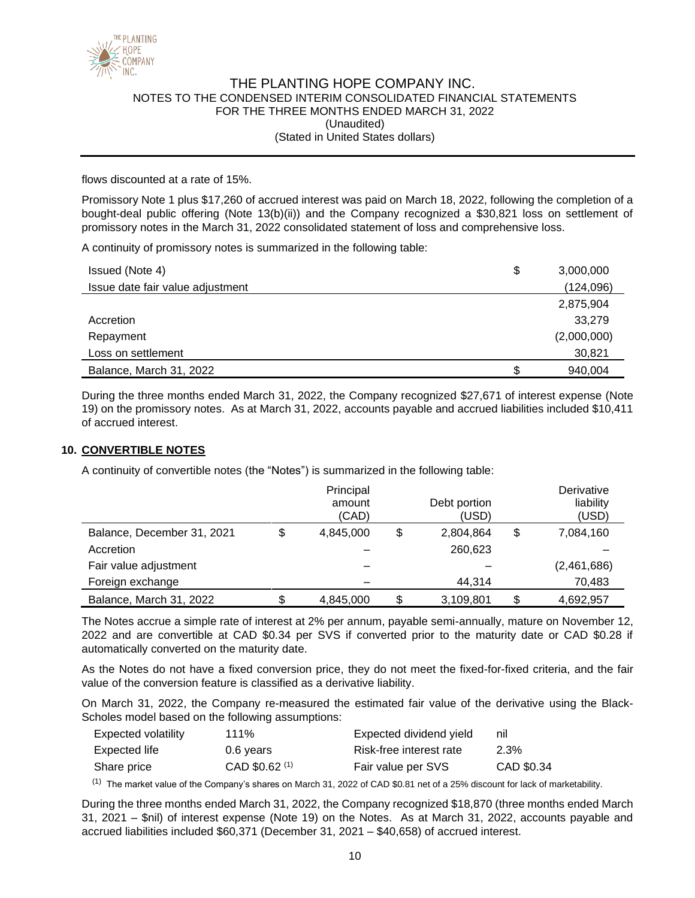flows discounted at a rate of 15%.

Promissory Note 1 plus $17,260 of accrued interest was paid on March 18, 2022, following the completion of a bought-deal public offering (Note 13(b)(ii)) and the Company recognized a $30,821 loss on settlement of promissory notes in the March 31, 2022 consolidated statement of loss and comprehensive loss.

A continuity of promissory notes is summarized in the following table:

| | | |
|---|---|---|
| Issued (Note 4) | $ | 3,000,000 |
| Issue date fair value adjustment | | (124,096) |
| | | 2,875,904 |
| Accretion | | 33,279 |
| Repayment | | (2,000,000) |
| Loss on settlement | | 30,821 |
| Balance, March 31, 2022 | $ | 940,004 |

During the three months ended March 31, 2022, the Company recognized $27,671 of interest expense (Note 19) on the promissory notes. As at March 31, 2022, accounts payable and accrued liabilities included $10,411 of accrued interest.

## 10. CONVERTIBLE NOTES

A continuity of convertible notes (the "Notes") is summarized in the following table:

| | | Principal amount (CAD) | | Debt portion (USD) | | Derivative liability (USD) |
|---|---|---|---|---|---|---|
| Balance, December 31, 2021 | $ | 4,845,000 | $ | 2,804,864 | $ | 7,084,160 |
| Accretion | | – | | 260,623 | | – |
| Fair value adjustment | | – | | – | | (2,461,686) |
| Foreign exchange | | – | | 44,314 | | 70,483 |
| Balance, March 31, 2022 | $ | 4,845,000 | $ | 3,109,801 | $ | 4,692,957 |

The Notes accrue a simple rate of interest at 2% per annum, payable semi-annually, mature on November 12, 2022 and are convertible at CAD $0.34 per SVS if converted prior to the maturity date or CAD $0.28 if automatically converted on the maturity date.

As the Notes do not have a fixed conversion price, they do not meet the fixed-for-fixed criteria, and the fair value of the conversion feature is classified as a derivative liability.

On March 31, 2022, the Company re-measured the estimated fair value of the derivative using the Black-Scholes model based on the following assumptions:

| | | | |
|---|---|---|---|
| Expected volatility | 111% | Expected dividend yield | nil |
| Expected life | 0.6 years | Risk-free interest rate | 2.3% |
| Share price | CAD $0.62 [(1)] | Fair value per SVS | CAD $0.34 |

[(1)] The market value of the Company's shares on March 31, 2022 of CAD $0.81 net of a 25% discount for lack of marketability.

During the three months ended March 31, 2022, the Company recognized $18,870 (three months ended March 31, 2021 – $nil) of interest expense (Note 19) on the Notes. As at March 31, 2022, accounts payable and accrued liabilities included $60,371 (December 31, 2021 – $40,658) of accrued interest.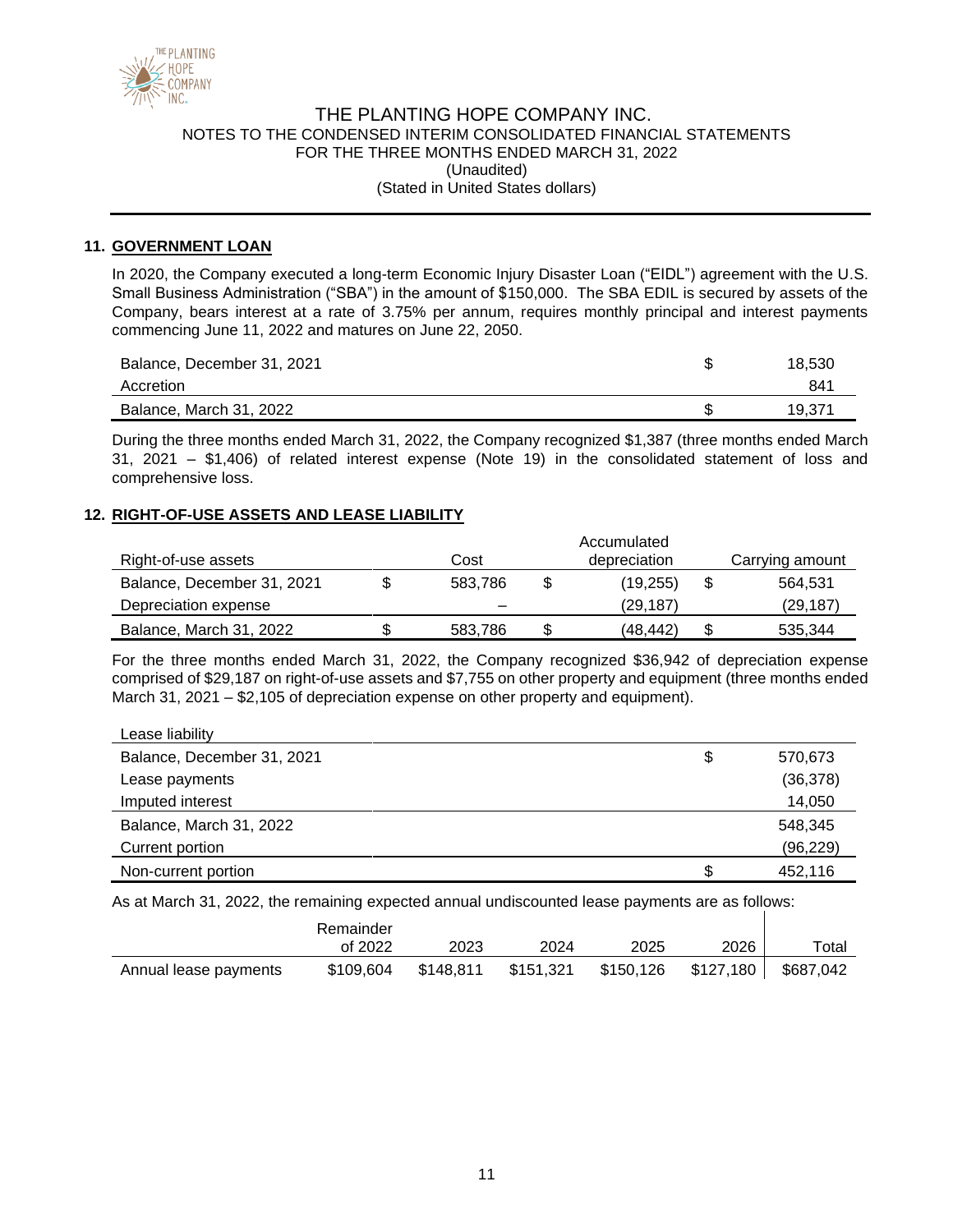## 11. GOVERNMENT LOAN

In 2020, the Company executed a long-term Economic Injury Disaster Loan ("EIDL") agreement with the U.S. Small Business Administration ("SBA") in the amount of $150,000. The SBA EDIL is secured by assets of the Company, bears interest at a rate of 3.75% per annum, requires monthly principal and interest payments commencing June 11, 2022 and matures on June 22, 2050.

| | | |
|---|---|---|
| Balance, December 31, 2021 | $ | 18,530 |
| Accretion | | 841 |
| Balance, March 31, 2022 | $ | 19,371 |

During the three months ended March 31, 2022, the Company recognized $1,387 (three months ended March 31, 2021 – $1,406) of related interest expense (Note 19) in the consolidated statement of loss and comprehensive loss.

## 12. RIGHT-OF-USE ASSETS AND LEASE LIABILITY

| Right-of-use assets | | Cost | | Accumulated depreciation | | Carrying amount |
|---|---|---|---|---|---|---|
| Balance, December 31, 2021 | $ | 583,786 | $ | (19,255) | $ | 564,531 |
| Depreciation expense | | – | | (29,187) | | (29,187) |
| Balance, March 31, 2022 | $ | 583,786 | $ | (48,442) | $ | 535,344 |

For the three months ended March 31, 2022, the Company recognized $36,942 of depreciation expense comprised of $29,187 on right-of-use assets and $7,755 on other property and equipment (three months ended March 31, 2021 – $2,105 of depreciation expense on other property and equipment).

| Lease liability | | |
|---|---|---|
| Balance, December 31, 2021 | $ | 570,673 |
| Lease payments | | (36,378) |
| Imputed interest | | 14,050 |
| Balance, March 31, 2022 | | 548,345 |
| Current portion | | (96,229) |
| Non-current portion | $ | 452,116 |

As at March 31, 2022, the remaining expected annual undiscounted lease payments are as follows:

| | Remainder of 2022 | 2023 | 2024 | 2025 | 2026 | Total |
|---|---|---|---|---|---|---|
| Annual lease payments | $109,604 | $148,811 | $151,321 | $150,126 | $127,180 | $687,042 |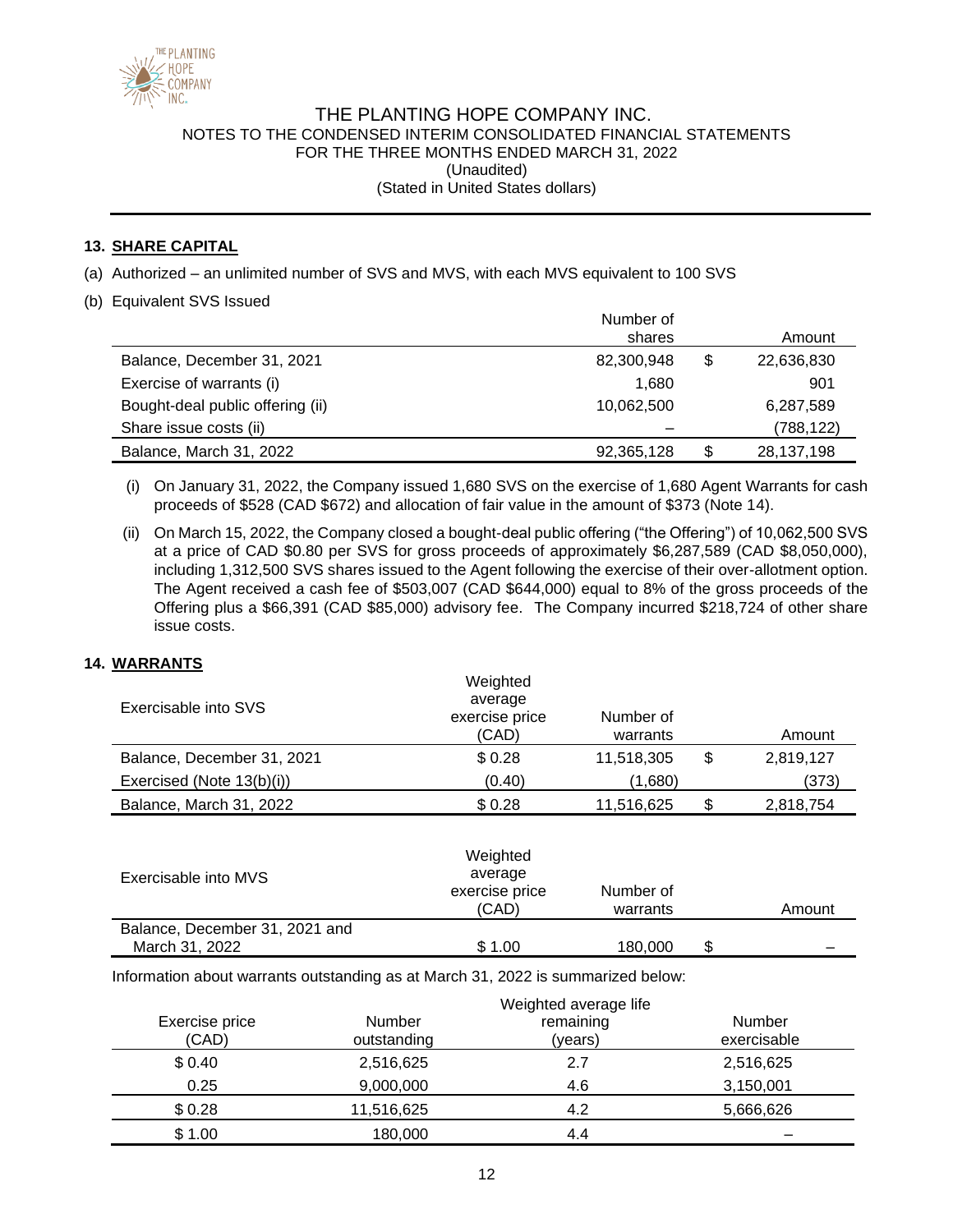## 13. SHARE CAPITAL

(a) Authorized – an unlimited number of SVS and MVS, with each MVS equivalent to 100 SVS

(b) Equivalent SVS Issued

| | Number of shares | | Amount |
|---|---|---|---|
| Balance, December 31, 2021 | 82,300,948 | $ | 22,636,830 |
| Exercise of warrants (i) | 1,680 | | 901 |
| Bought-deal public offering (ii) | 10,062,500 | | 6,287,589 |
| Share issue costs (ii) | – | | (788,122) |
| Balance, March 31, 2022 | 92,365,128 | $ | 28,137,198 |

(i) On January 31, 2022, the Company issued 1,680 SVS on the exercise of 1,680 Agent Warrants for cash proceeds of $528 (CAD $672) and allocation of fair value in the amount of $373 (Note 14).

(ii) On March 15, 2022, the Company closed a bought-deal public offering ("the Offering") of 10,062,500 SVS at a price of CAD $0.80 per SVS for gross proceeds of approximately $6,287,589 (CAD $8,050,000), including 1,312,500 SVS shares issued to the Agent following the exercise of their over-allotment option. The Agent received a cash fee of $503,007 (CAD $644,000) equal to 8% of the gross proceeds of the Offering plus a $66,391 (CAD $85,000) advisory fee. The Company incurred $218,724 of other share issue costs.

## 14. WARRANTS

| Exercisable into SVS | Weighted average exercise price (CAD) | Number of warrants | | Amount |
|---|---|---|---|---|
| Balance, December 31, 2021 | $ 0.28 | 11,518,305 | $ | 2,819,127 |
| Exercised (Note 13(b)(i)) | (0.40) | (1,680) | | (373) |
| Balance, March 31, 2022 | $ 0.28 | 11,516,625 | $ | 2,818,754 |

| Exercisable into MVS | Weighted average exercise price (CAD) | Number of warrants | | Amount |
|---|---|---|---|---|
| Balance, December 31, 2021 and March 31, 2022 | $ 1.00 | 180,000 | $ | – |

Information about warrants outstanding as at March 31, 2022 is summarized below:

| Exercise price (CAD) | Number outstanding | Weighted average life remaining (years) | Number exercisable |
|---|---|---|---|
| $ 0.40 | 2,516,625 | 2.7 | 2,516,625 |
| 0.25 | 9,000,000 | 4.6 | 3,150,001 |
| $ 0.28 | 11,516,625 | 4.2 | 5,666,626 |
| $ 1.00 | 180,000 | 4.4 | – |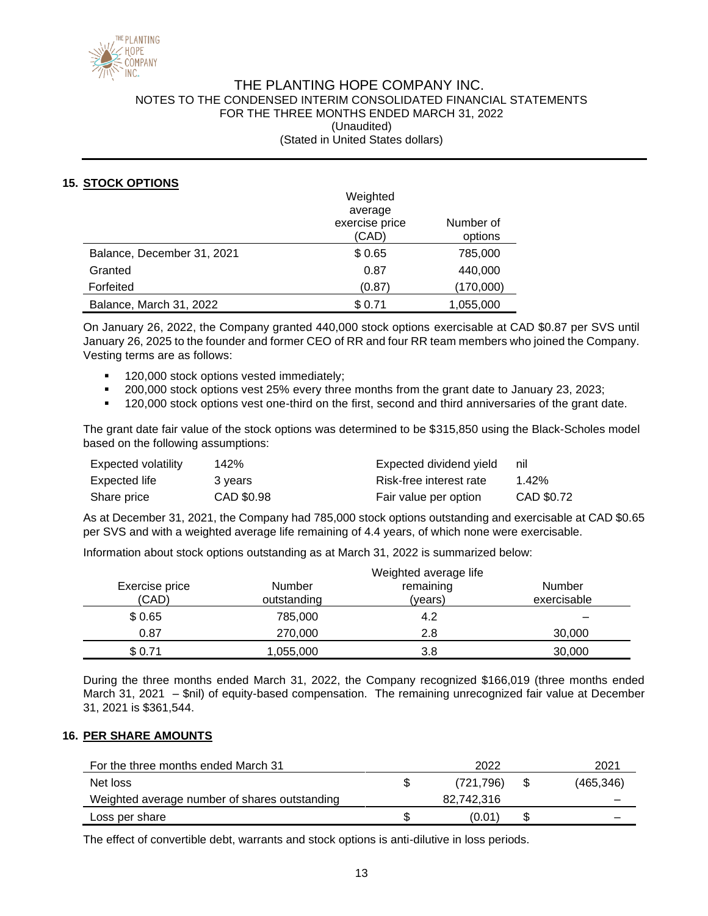## 15. STOCK OPTIONS

| | Weighted average exercise price (CAD) | Number of options |
|---|---|---|
| Balance, December 31, 2021 | $ 0.65 | 785,000 |
| Granted | 0.87 | 440,000 |
| Forfeited | (0.87) | (170,000) |
| Balance, March 31, 2022 | $ 0.71 | 1,055,000 |

On January 26, 2022, the Company granted 440,000 stock options exercisable at CAD $0.87 per SVS until January 26, 2025 to the founder and former CEO of RR and four RR team members who joined the Company. Vesting terms are as follows:

- 120,000 stock options vested immediately;
- 200,000 stock options vest 25% every three months from the grant date to January 23, 2023;
- 120,000 stock options vest one-third on the first, second and third anniversaries of the grant date.

The grant date fair value of the stock options was determined to be $315,850 using the Black-Scholes model based on the following assumptions:

| | | | |
|---|---|---|---|
| Expected volatility | 142% | Expected dividend yield | nil |
| Expected life | 3 years | Risk-free interest rate | 1.42% |
| Share price | CAD $0.98 | Fair value per option | CAD $0.72 |

As at December 31, 2021, the Company had 785,000 stock options outstanding and exercisable at CAD $0.65 per SVS and with a weighted average life remaining of 4.4 years, of which none were exercisable.

Information about stock options outstanding as at March 31, 2022 is summarized below:

| Exercise price (CAD) | Number outstanding | Weighted average life remaining (years) | Number exercisable |
|---|---|---|---|
| $ 0.65 | 785,000 | 4.2 | – |
| 0.87 | 270,000 | 2.8 | 30,000 |
| $ 0.71 | 1,055,000 | 3.8 | 30,000 |

During the three months ended March 31, 2022, the Company recognized $166,019 (three months ended March 31, 2021 – $nil) of equity-based compensation. The remaining unrecognized fair value at December 31, 2021 is $361,544.

## 16. PER SHARE AMOUNTS

| For the three months ended March 31 | 2022 | 2021 |
|---|---|---|
| Net loss | $ (721,796) | $ (465,346) |
| Weighted average number of shares outstanding | 82,742,316 | – |
| Loss per share | $ (0.01) | $ – |

The effect of convertible debt, warrants and stock options is anti-dilutive in loss periods.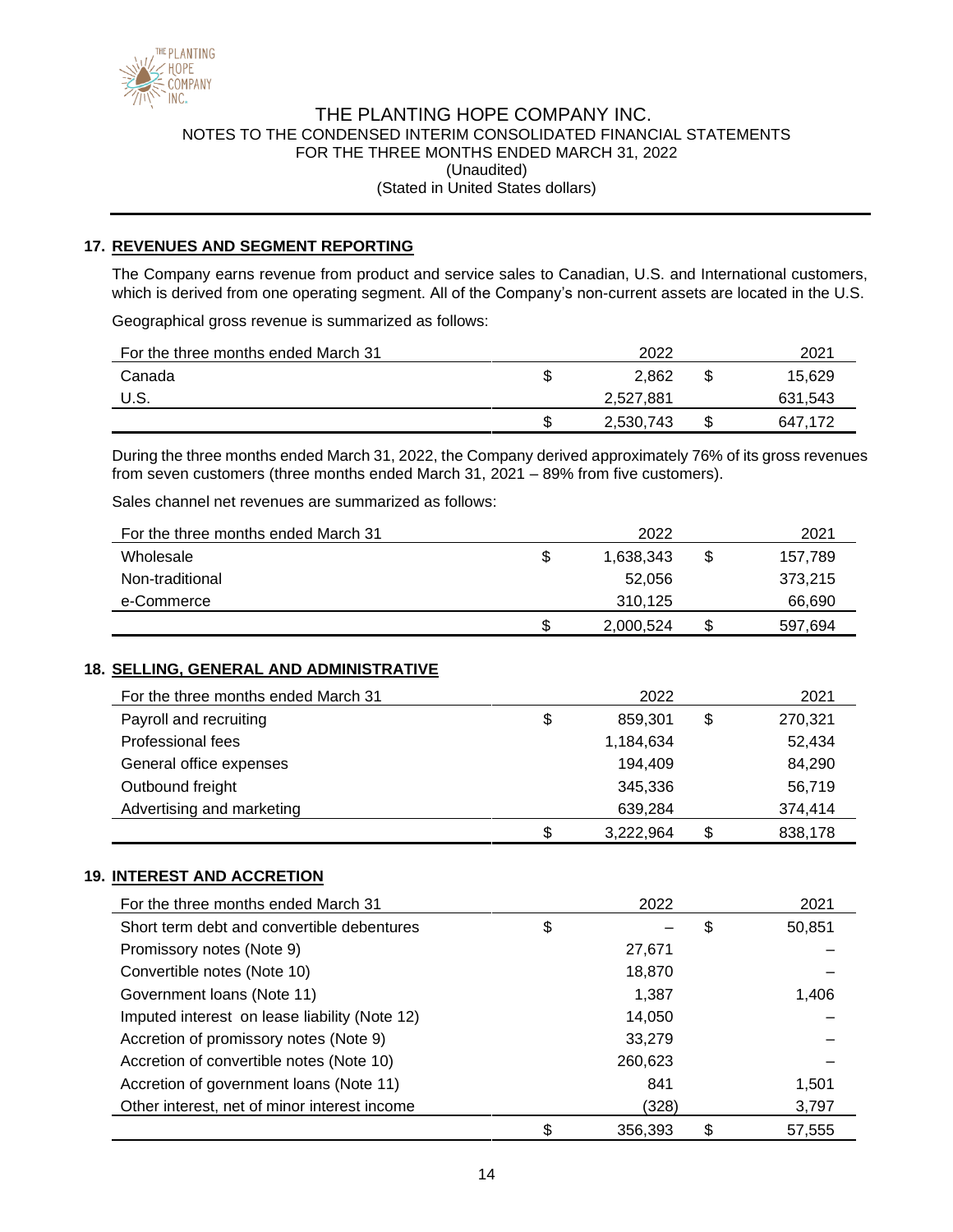## 17. REVENUES AND SEGMENT REPORTING

The Company earns revenue from product and service sales to Canadian, U.S. and International customers, which is derived from one operating segment. All of the Company's non-current assets are located in the U.S.

Geographical gross revenue is summarized as follows:

| For the three months ended March 31 | 2022 | 2021 |
|---|---|---|
| Canada | $ 2,862 | $ 15,629 |
| U.S. | 2,527,881 | 631,543 |
| | $ 2,530,743 | $ 647,172 |

During the three months ended March 31, 2022, the Company derived approximately 76% of its gross revenues from seven customers (three months ended March 31, 2021 – 89% from five customers).

Sales channel net revenues are summarized as follows:

| For the three months ended March 31 | 2022 | 2021 |
|---|---|---|
| Wholesale | $ 1,638,343 | $ 157,789 |
| Non-traditional | 52,056 | 373,215 |
| e-Commerce | 310,125 | 66,690 |
| | $ 2,000,524 | $ 597,694 |

## 18. SELLING, GENERAL AND ADMINISTRATIVE

| For the three months ended March 31 | 2022 | 2021 |
|---|---|---|
| Payroll and recruiting | $ 859,301 | $ 270,321 |
| Professional fees | 1,184,634 | 52,434 |
| General office expenses | 194,409 | 84,290 |
| Outbound freight | 345,336 | 56,719 |
| Advertising and marketing | 639,284 | 374,414 |
| | $ 3,222,964 | $ 838,178 |

## 19. INTEREST AND ACCRETION

| For the three months ended March 31 | 2022 | 2021 |
|---|---|---|
| Short term debt and convertible debentures | $ – | $ 50,851 |
| Promissory notes (Note 9) | 27,671 | – |
| Convertible notes (Note 10) | 18,870 | – |
| Government loans (Note 11) | 1,387 | 1,406 |
| Imputed interest on lease liability (Note 12) | 14,050 | – |
| Accretion of promissory notes (Note 9) | 33,279 | – |
| Accretion of convertible notes (Note 10) | 260,623 | – |
| Accretion of government loans (Note 11) | 841 | 1,501 |
| Other interest, net of minor interest income | (328) | 3,797 |
| | $ 356,393 | $ 57,555 |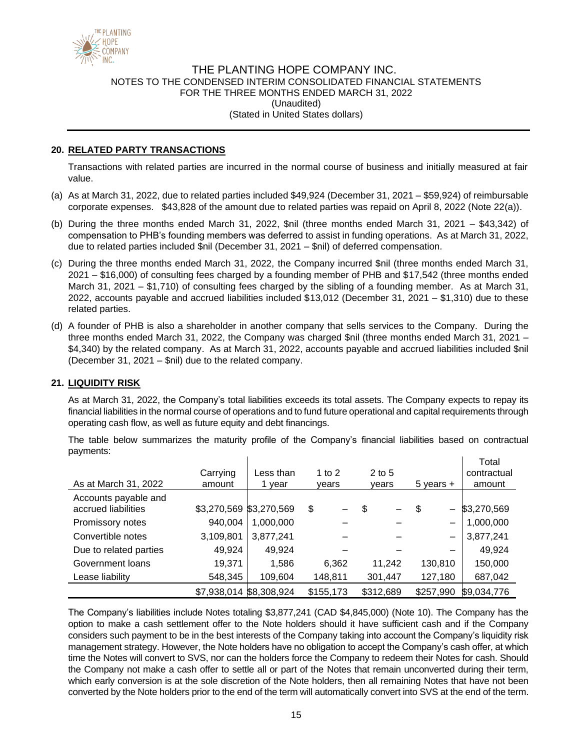## 20. RELATED PARTY TRANSACTIONS

Transactions with related parties are incurred in the normal course of business and initially measured at fair value.

(a) As at March 31, 2022, due to related parties included $49,924 (December 31, 2021 – $59,924) of reimbursable corporate expenses. $43,828 of the amount due to related parties was repaid on April 8, 2022 (Note 22(a)).

(b) During the three months ended March 31, 2022, $nil (three months ended March 31, 2021 – $43,342) of compensation to PHB's founding members was deferred to assist in funding operations. As at March 31, 2022, due to related parties included $nil (December 31, 2021 – $nil) of deferred compensation.

(c) During the three months ended March 31, 2022, the Company incurred $nil (three months ended March 31, 2021 – $16,000) of consulting fees charged by a founding member of PHB and $17,542 (three months ended March 31, 2021 – $1,710) of consulting fees charged by the sibling of a founding member. As at March 31, 2022, accounts payable and accrued liabilities included $13,012 (December 31, 2021 – $1,310) due to these related parties.

(d) A founder of PHB is also a shareholder in another company that sells services to the Company. During the three months ended March 31, 2022, the Company was charged $nil (three months ended March 31, 2021 – $4,340) by the related company. As at March 31, 2022, accounts payable and accrued liabilities included $nil (December 31, 2021 – $nil) due to the related company.

## 21. LIQUIDITY RISK

As at March 31, 2022, the Company's total liabilities exceeds its total assets. The Company expects to repay its financial liabilities in the normal course of operations and to fund future operational and capital requirements through operating cash flow, as well as future equity and debt financings.

The table below summarizes the maturity profile of the Company's financial liabilities based on contractual payments:

| As at March 31, 2022 | Carrying amount | Less than 1 year | 1 to 2 years | 2 to 5 years | 5 years + | Total contractual amount |
|---|---|---|---|---|---|---|
| Accounts payable and accrued liabilities | $3,270,569 | $3,270,569 | $ – | $ – | $ – | $3,270,569 |
| Promissory notes | 940,004 | 1,000,000 | – | – | – | 1,000,000 |
| Convertible notes | 3,109,801 | 3,877,241 | – | – | – | 3,877,241 |
| Due to related parties | 49,924 | 49,924 | – | – | – | 49,924 |
| Government loans | 19,371 | 1,586 | 6,362 | 11,242 | 130,810 | 150,000 |
| Lease liability | 548,345 | 109,604 | 148,811 | 301,447 | 127,180 | 687,042 |
| | $7,938,014 | $8,308,924 | $155,173 | $312,689 | $257,990 | $9,034,776 |

The Company's liabilities include Notes totaling $3,877,241 (CAD $4,845,000) (Note 10). The Company has the option to make a cash settlement offer to the Note holders should it have sufficient cash and if the Company considers such payment to be in the best interests of the Company taking into account the Company's liquidity risk management strategy. However, the Note holders have no obligation to accept the Company's cash offer, at which time the Notes will convert to SVS, nor can the holders force the Company to redeem their Notes for cash. Should the Company not make a cash offer to settle all or part of the Notes that remain unconverted during their term, which early conversion is at the sole discretion of the Note holders, then all remaining Notes that have not been converted by the Note holders prior to the end of the term will automatically convert into SVS at the end of the term.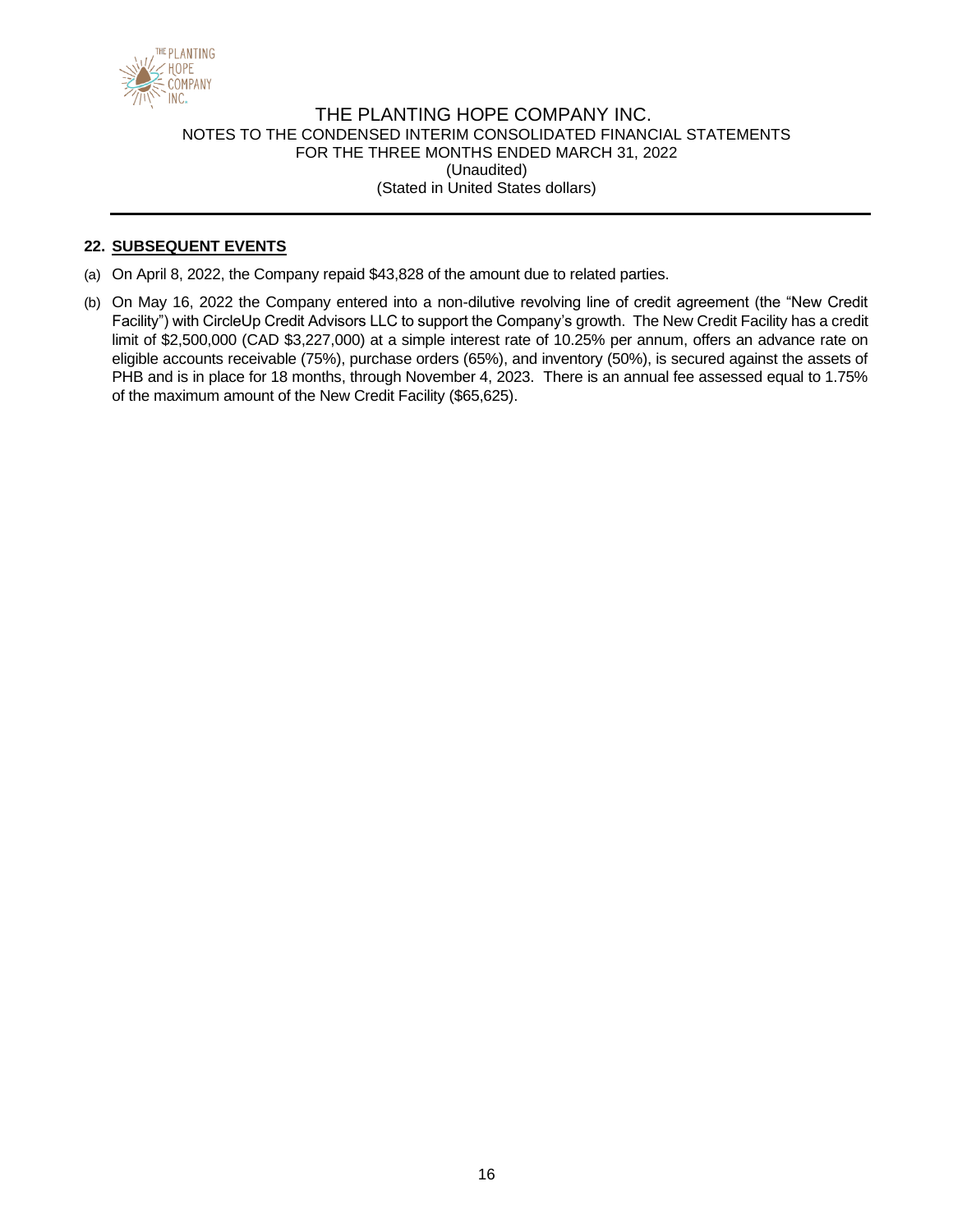## 22. SUBSEQUENT EVENTS

(a) On April 8, 2022, the Company repaid $43,828 of the amount due to related parties.

(b) On May 16, 2022 the Company entered into a non-dilutive revolving line of credit agreement (the "New Credit Facility") with CircleUp Credit Advisors LLC to support the Company's growth. The New Credit Facility has a credit limit of $2,500,000 (CAD $3,227,000) at a simple interest rate of 10.25% per annum, offers an advance rate on eligible accounts receivable (75%), purchase orders (65%), and inventory (50%), is secured against the assets of PHB and is in place for 18 months, through November 4, 2023. There is an annual fee assessed equal to 1.75% of the maximum amount of the New Credit Facility ($65,625).